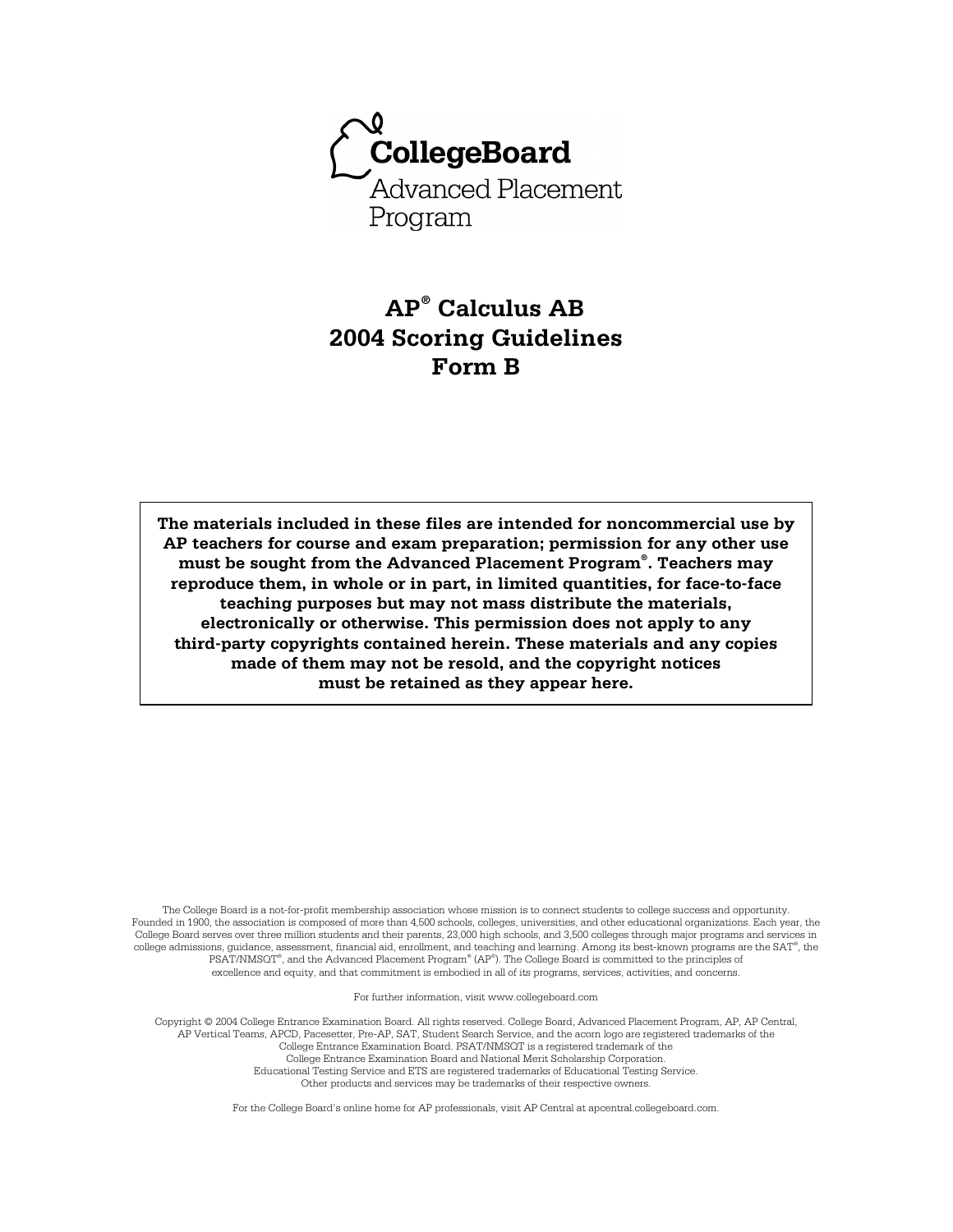CollegeBoard

Advanced Placement Program

# AP® Calculus AB
# 2004 Scoring Guidelines
# Form B

**The materials included in these files are intended for noncommercial use by AP teachers for course and exam preparation; permission for any other use must be sought from the Advanced Placement Program®. Teachers may reproduce them, in whole or in part, in limited quantities, for face-to-face teaching purposes but may not mass distribute the materials, electronically or otherwise. This permission does not apply to any third-party copyrights contained herein. These materials and any copies made of them may not be resold, and the copyright notices must be retained as they appear here.**

The College Board is a not-for-profit membership association whose mission is to connect students to college success and opportunity. Founded in 1900, the association is composed of more than 4,500 schools, colleges, universities, and other educational organizations. Each year, the College Board serves over three million students and their parents, 23,000 high schools, and 3,500 colleges through major programs and services in college admissions, guidance, assessment, financial aid, enrollment, and teaching and learning. Among its best-known programs are the SAT®, the PSAT/NMSQT®, and the Advanced Placement Program® (AP®). The College Board is committed to the principles of excellence and equity, and that commitment is embodied in all of its programs, services, activities, and concerns.

For further information, visit www.collegeboard.com

Copyright © 2004 College Entrance Examination Board. All rights reserved. College Board, Advanced Placement Program, AP, AP Central, AP Vertical Teams, APCD, Pacesetter, Pre-AP, SAT, Student Search Service, and the acorn logo are registered trademarks of the College Entrance Examination Board. PSAT/NMSQT is a registered trademark of the College Entrance Examination Board and National Merit Scholarship Corporation. Educational Testing Service and ETS are registered trademarks of Educational Testing Service. Other products and services may be trademarks of their respective owners.

For the College Board's online home for AP professionals, visit AP Central at apcentral.collegeboard.com.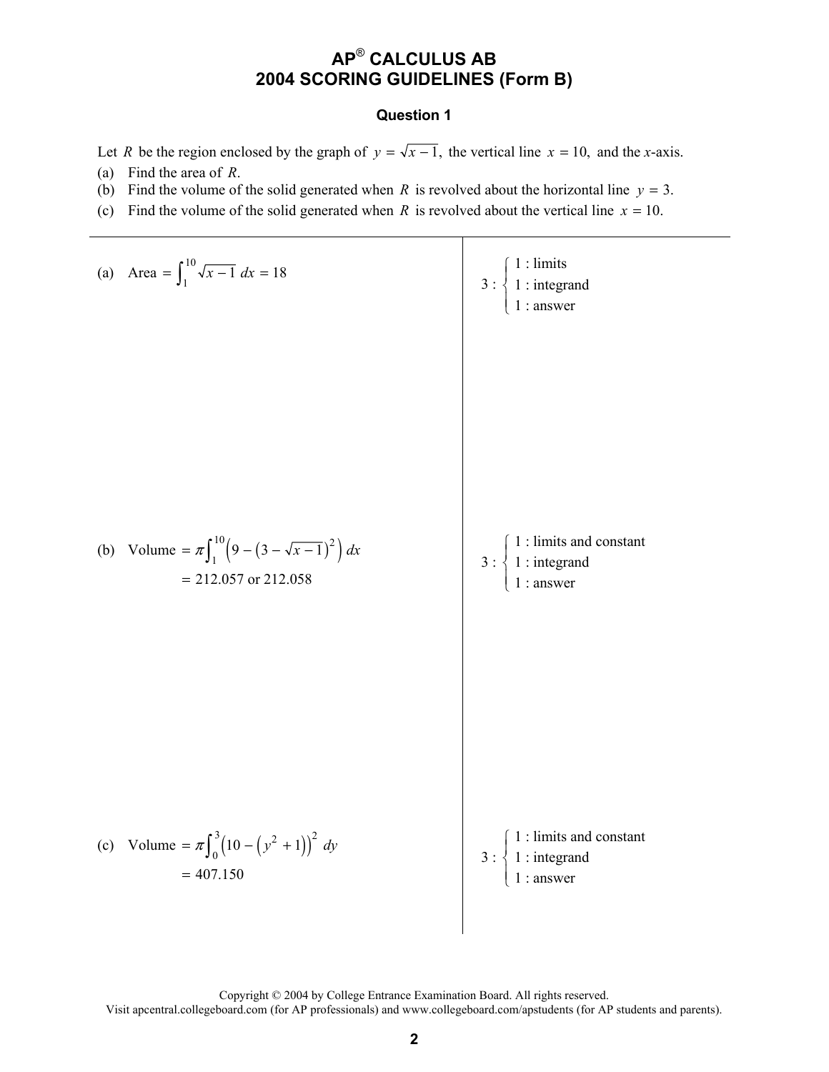# AP® CALCULUS AB
# 2004 SCORING GUIDELINES (Form B)

## Question 1

Let $R$ be the region enclosed by the graph of $y = \sqrt{x-1}$, the vertical line $x = 10$, and the $x$-axis.

(a) Find the area of $R$.

(b) Find the volume of the solid generated when $R$ is revolved about the horizontal line $y = 3$.

(c) Find the volume of the solid generated when $R$ is revolved about the vertical line $x = 10$.

---

(a) Area $= \int_1^{10} \sqrt{x-1}\, dx = 18$

$$3 : \begin{cases} 1 : \text{limits} \\ 1 : \text{integrand} \\ 1 : \text{answer} \end{cases}$$

(b) Volume $= \pi \int_1^{10} \left( 9 - \left(3 - \sqrt{x-1}\right)^2 \right) dx$

$= 212.057$ or $212.058$

$$3 : \begin{cases} 1 : \text{limits and constant} \\ 1 : \text{integrand} \\ 1 : \text{answer} \end{cases}$$

(c) Volume $= \pi \int_0^3 \left(10 - \left(y^2 + 1\right)\right)^2 dy$

$= 407.150$

$$3 : \begin{cases} 1 : \text{limits and constant} \\ 1 : \text{integrand} \\ 1 : \text{answer} \end{cases}$$

Copyright © 2004 by College Entrance Examination Board. All rights reserved.
Visit apcentral.collegeboard.com (for AP professionals) and www.collegeboard.com/apstudents (for AP students and parents).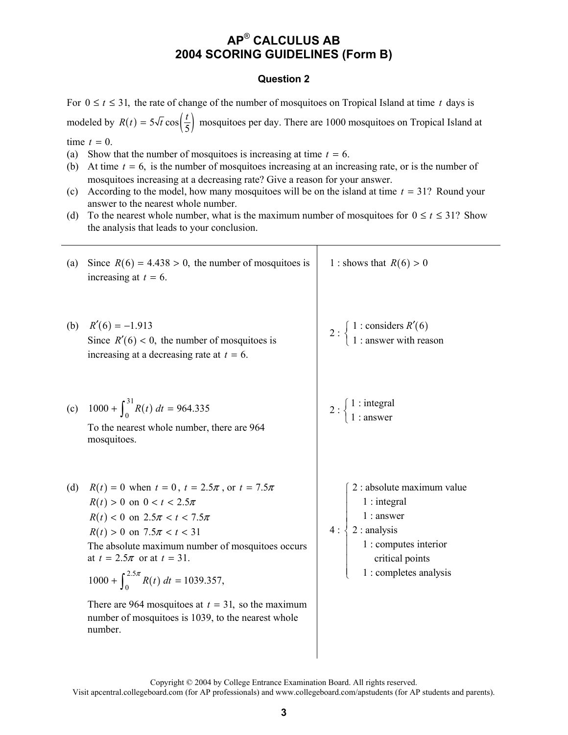# AP® CALCULUS AB
# 2004 SCORING GUIDELINES (Form B)

## Question 2

For $0 \le t \le 31$, the rate of change of the number of mosquitoes on Tropical Island at time $t$ days is modeled by $R(t) = 5\sqrt{t}\cos\left(\frac{t}{5}\right)$ mosquitoes per day. There are 1000 mosquitoes on Tropical Island at time $t = 0$.

(a) Show that the number of mosquitoes is increasing at time $t = 6$.

(b) At time $t = 6$, is the number of mosquitoes increasing at an increasing rate, or is the number of mosquitoes increasing at a decreasing rate? Give a reason for your answer.

(c) According to the model, how many mosquitoes will be on the island at time $t = 31$? Round your answer to the nearest whole number.

(d) To the nearest whole number, what is the maximum number of mosquitoes for $0 \le t \le 31$? Show the analysis that leads to your conclusion.

---

(a) Since $R(6) = 4.438 > 0$, the number of mosquitoes is increasing at $t = 6$.

1 : shows that $R(6) > 0$

(b) $R'(6) = -1.913$

Since $R'(6) < 0$, the number of mosquitoes is increasing at a decreasing rate at $t = 6$.

$2 : \begin{cases} 1 : \text{considers } R'(6) \\ 1 : \text{answer with reason} \end{cases}$

(c) $1000 + \int_0^{31} R(t)\,dt = 964.335$

To the nearest whole number, there are 964 mosquitoes.

$2 : \begin{cases} 1 : \text{integral} \\ 1 : \text{answer} \end{cases}$

(d) $R(t) = 0$ when $t = 0$, $t = 2.5\pi$, or $t = 7.5\pi$

$R(t) > 0$ on $0 < t < 2.5\pi$

$R(t) < 0$ on $2.5\pi < t < 7.5\pi$

$R(t) > 0$ on $7.5\pi < t < 31$

The absolute maximum number of mosquitoes occurs at $t = 2.5\pi$ or at $t = 31$.

$1000 + \int_0^{2.5\pi} R(t)\,dt = 1039.357,$

There are 964 mosquitoes at $t = 31$, so the maximum number of mosquitoes is 1039, to the nearest whole number.

4 :
- 2 : absolute maximum value
  - 1 : integral
  - 1 : answer
- 2 : analysis
  - 1 : computes interior critical points
  - 1 : completes analysis

Copyright © 2004 by College Entrance Examination Board. All rights reserved.
Visit apcentral.collegeboard.com (for AP professionals) and www.collegeboard.com/apstudents (for AP students and parents).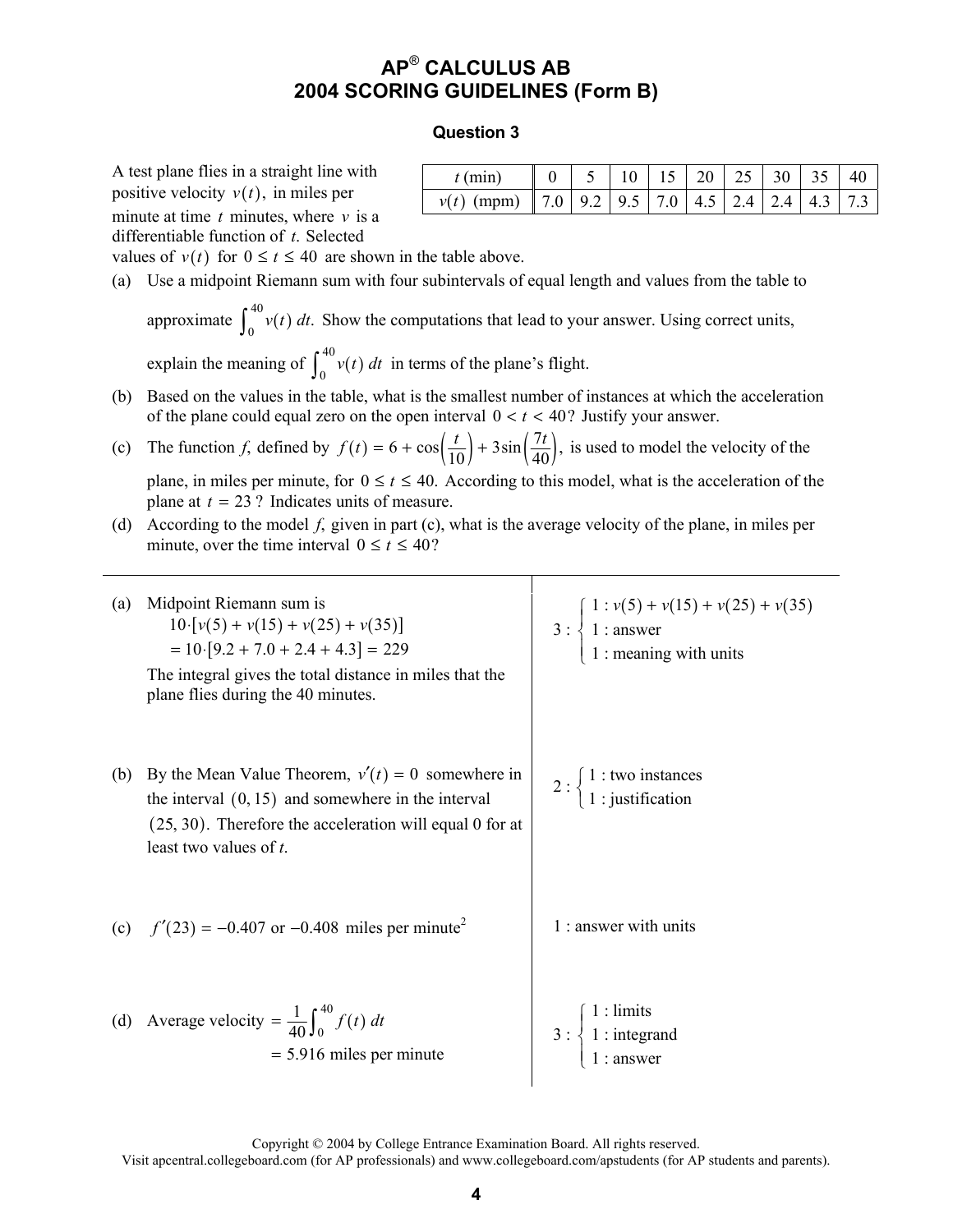# AP® CALCULUS AB
# 2004 SCORING GUIDELINES (Form B)

## Question 3

A test plane flies in a straight line with positive velocity $v(t)$, in miles per minute at time $t$ minutes, where $v$ is a differentiable function of $t$. Selected values of $v(t)$ for $0 \le t \le 40$ are shown in the table above.

| $t$ (min) | 0 | 5 | 10 | 15 | 20 | 25 | 30 | 35 | 40 |
|---|---|---|---|---|---|---|---|---|---|
| $v(t)$ (mpm) | 7.0 | 9.2 | 9.5 | 7.0 | 4.5 | 2.4 | 2.4 | 4.3 | 7.3 |

(a) Use a midpoint Riemann sum with four subintervals of equal length and values from the table to approximate $\int_0^{40} v(t)\,dt$. Show the computations that lead to your answer. Using correct units, explain the meaning of $\int_0^{40} v(t)\,dt$ in terms of the plane's flight.

(b) Based on the values in the table, what is the smallest number of instances at which the acceleration of the plane could equal zero on the open interval $0 < t < 40$? Justify your answer.

(c) The function $f$, defined by $f(t) = 6 + \cos\left(\frac{t}{10}\right) + 3\sin\left(\frac{7t}{40}\right)$, is used to model the velocity of the plane, in miles per minute, for $0 \le t \le 40$. According to this model, what is the acceleration of the plane at $t = 23$? Indicates units of measure.

(d) According to the model $f$, given in part (c), what is the average velocity of the plane, in miles per minute, over the time interval $0 \le t \le 40$?

---

(a) Midpoint Riemann sum is

$$10 \cdot [v(5) + v(15) + v(25) + v(35)]$$
$$= 10 \cdot [9.2 + 7.0 + 2.4 + 4.3] = 229$$

The integral gives the total distance in miles that the plane flies during the 40 minutes.

3 :
- 1 : $v(5) + v(15) + v(25) + v(35)$
- 1 : answer
- 1 : meaning with units

(b) By the Mean Value Theorem, $v'(t) = 0$ somewhere in the interval $(0, 15)$ and somewhere in the interval $(25, 30)$. Therefore the acceleration will equal 0 for at least two values of $t$.

2 :
- 1 : two instances
- 1 : justification

(c) $f'(23) = -0.407$ or $-0.408$ miles per minute$^2$

1 : answer with units

(d) Average velocity $= \frac{1}{40}\int_0^{40} f(t)\,dt$

$= 5.916$ miles per minute

3 :
- 1 : limits
- 1 : integrand
- 1 : answer

Copyright © 2004 by College Entrance Examination Board. All rights reserved.
Visit apcentral.collegeboard.com (for AP professionals) and www.collegeboard.com/apstudents (for AP students and parents).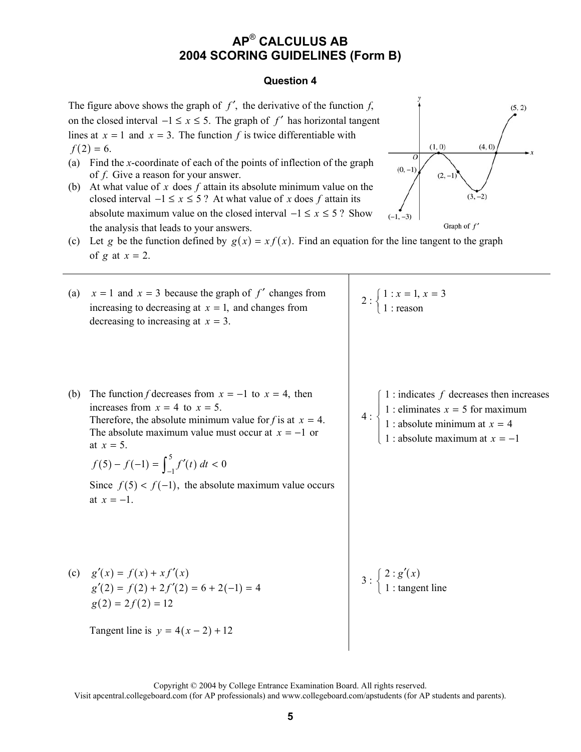# AP® CALCULUS AB
# 2004 SCORING GUIDELINES (Form B)

## Question 4

The figure above shows the graph of $f'$, the derivative of the function $f$, on the closed interval $-1 \le x \le 5$. The graph of $f'$ has horizontal tangent lines at $x = 1$ and $x = 3$. The function $f$ is twice differentiable with $f(2) = 6$.

(a) Find the $x$-coordinate of each of the points of inflection of the graph of $f$. Give a reason for your answer.

(b) At what value of $x$ does $f$ attain its absolute minimum value on the closed interval $-1 \le x \le 5$? At what value of $x$ does $f$ attain its absolute maximum value on the closed interval $-1 \le x \le 5$? Show the analysis that leads to your answers.

(c) Let $g$ be the function defined by $g(x) = x f(x)$. Find an equation for the line tangent to the graph of $g$ at $x = 2$.

Graph of $f'$ (labeled points: $(-1, -3)$, $(0, -1)$, $(1, 0)$, $(2, -1)$, $(3, -2)$, $(4, 0)$, $(5, 2)$)

---

(a) $x = 1$ and $x = 3$ because the graph of $f'$ changes from increasing to decreasing at $x = 1$, and changes from decreasing to increasing at $x = 3$.

$2: \begin{cases} 1: x = 1,\ x = 3 \\ 1: \text{reason} \end{cases}$

(b) The function $f$ decreases from $x = -1$ to $x = 4$, then increases from $x = 4$ to $x = 5$.
Therefore, the absolute minimum value for $f$ is at $x = 4$.
The absolute maximum value must occur at $x = -1$ or at $x = 5$.

$$f(5) - f(-1) = \int_{-1}^{5} f'(t)\, dt < 0$$

Since $f(5) < f(-1)$, the absolute maximum value occurs at $x = -1$.

$4: \begin{cases} 1: \text{indicates } f \text{ decreases then increases} \\ 1: \text{eliminates } x = 5 \text{ for maximum} \\ 1: \text{absolute minimum at } x = 4 \\ 1: \text{absolute maximum at } x = -1 \end{cases}$

(c) $g'(x) = f(x) + x f'(x)$
$g'(2) = f(2) + 2f'(2) = 6 + 2(-1) = 4$
$g(2) = 2f(2) = 12$

Tangent line is $y = 4(x - 2) + 12$

$3: \begin{cases} 2: g'(x) \\ 1: \text{tangent line} \end{cases}$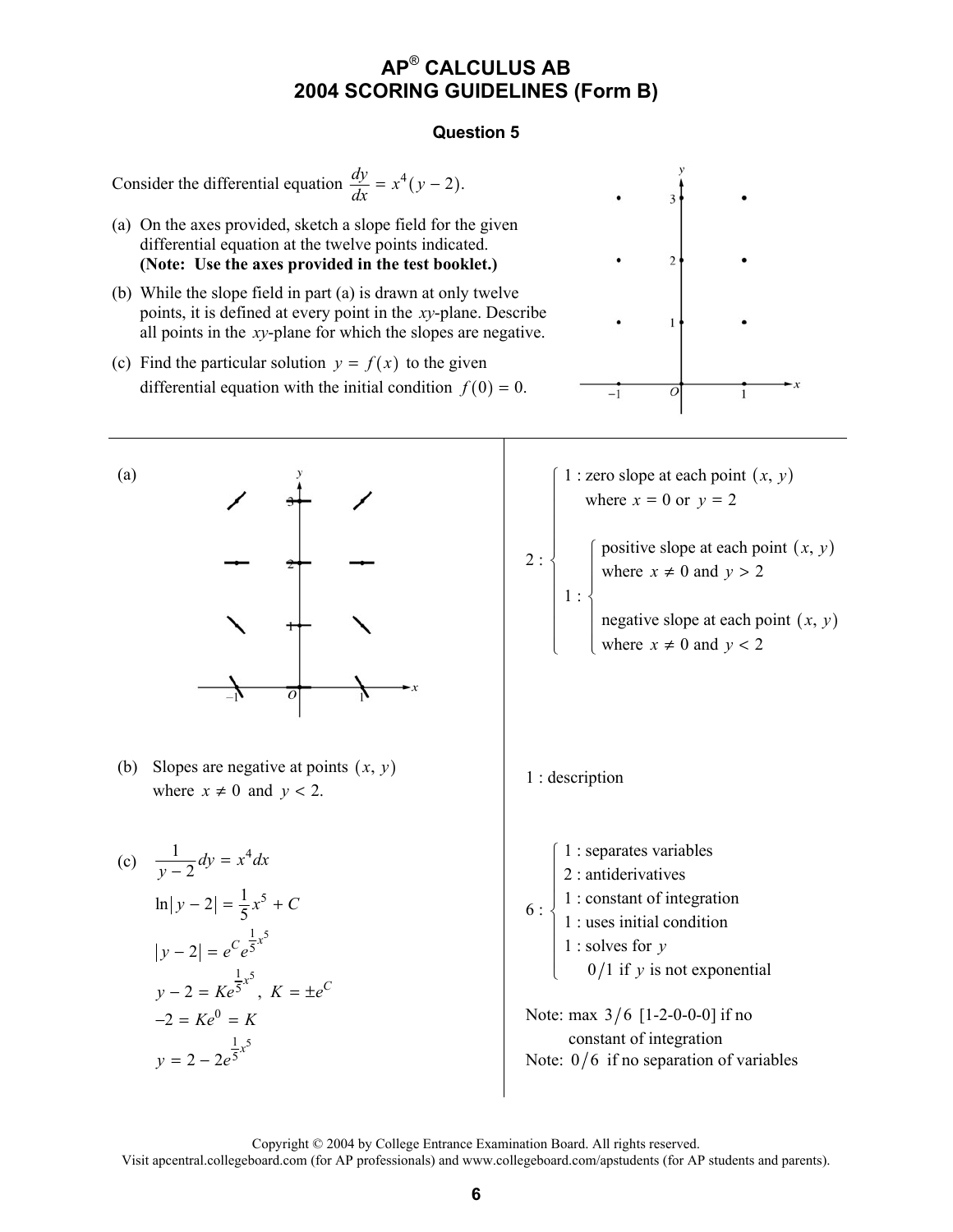# AP® CALCULUS AB
## 2004 SCORING GUIDELINES (Form B)

### Question 5

Consider the differential equation $\frac{dy}{dx} = x^4(y-2)$.

(a) On the axes provided, sketch a slope field for the given differential equation at the twelve points indicated. **(Note: Use the axes provided in the test booklet.)**

(b) While the slope field in part (a) is drawn at only twelve points, it is defined at every point in the $xy$-plane. Describe all points in the $xy$-plane for which the slopes are negative.

(c) Find the particular solution $y = f(x)$ to the given differential equation with the initial condition $f(0) = 0$.

---

(a) [slope field sketch]

2 : 
- 1 : zero slope at each point $(x, y)$ where $x = 0$ or $y = 2$
- 1 : 
  - positive slope at each point $(x, y)$ where $x \neq 0$ and $y > 2$
  - negative slope at each point $(x, y)$ where $x \neq 0$ and $y < 2$

(b) Slopes are negative at points $(x, y)$ where $x \neq 0$ and $y < 2$.

1 : description

(c)
$$\frac{1}{y-2}dy = x^4 dx$$
$$\ln|y-2| = \frac{1}{5}x^5 + C$$
$$|y-2| = e^C e^{\frac{1}{5}x^5}$$
$$y - 2 = Ke^{\frac{1}{5}x^5}, \ K = \pm e^C$$
$$-2 = Ke^0 = K$$
$$y = 2 - 2e^{\frac{1}{5}x^5}$$

6 : 
- 1 : separates variables
- 2 : antiderivatives
- 1 : constant of integration
- 1 : uses initial condition
- 1 : solves for $y$
  - 0/1 if $y$ is not exponential

Note: max 3/6 [1-2-0-0-0] if no constant of integration

Note: 0/6 if no separation of variables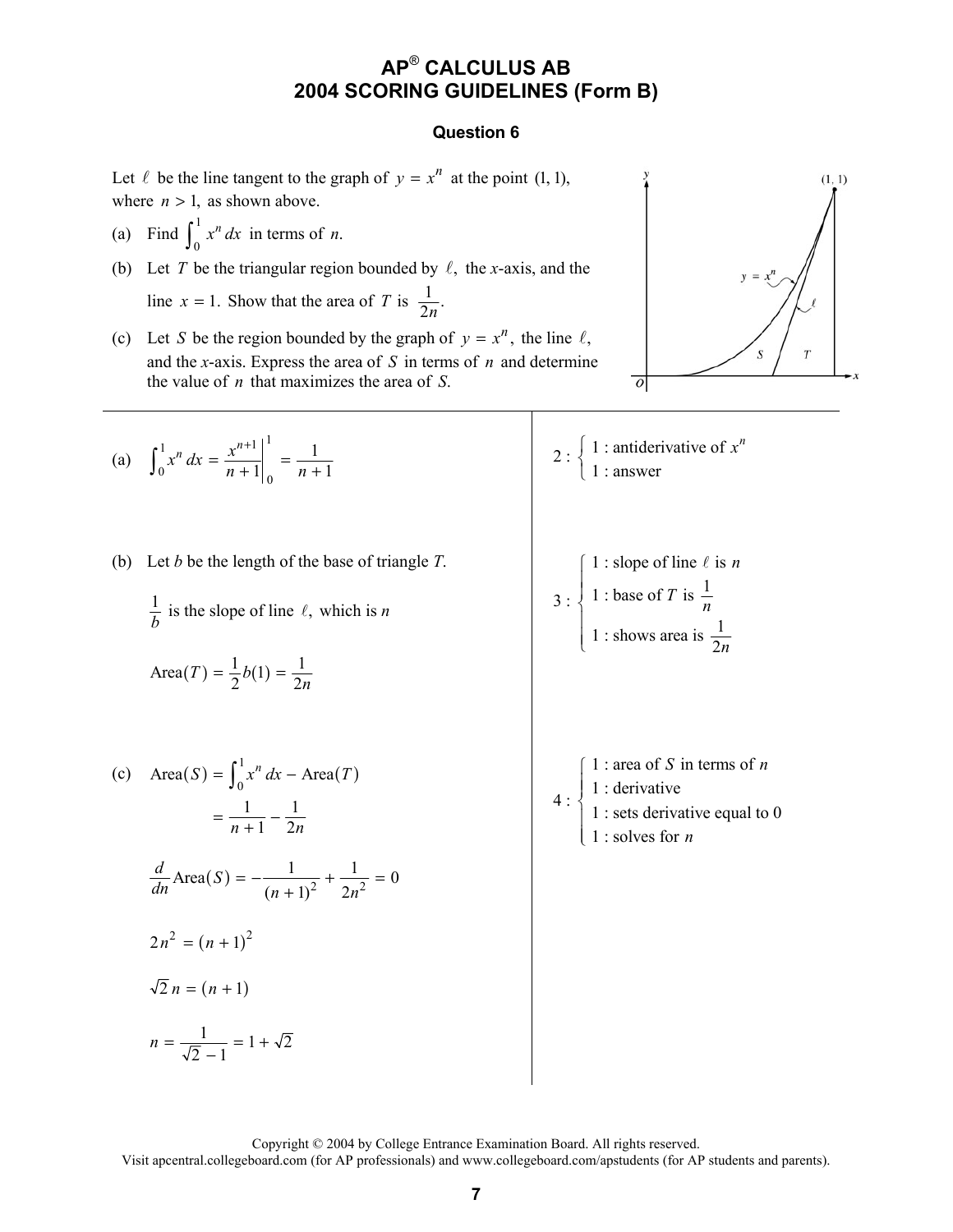# AP® CALCULUS AB
# 2004 SCORING GUIDELINES (Form B)

## Question 6

Let $\ell$ be the line tangent to the graph of $y = x^n$ at the point $(1, 1)$, where $n > 1$, as shown above.

(a) Find $\int_0^1 x^n \, dx$ in terms of $n$.

(b) Let $T$ be the triangular region bounded by $\ell$, the $x$-axis, and the line $x = 1$. Show that the area of $T$ is $\frac{1}{2n}$.

(c) Let $S$ be the region bounded by the graph of $y = x^n$, the line $\ell$, and the $x$-axis. Express the area of $S$ in terms of $n$ and determine the value of $n$ that maximizes the area of $S$.

y

(1, 1)

$y = x^n$

$\ell$

S

T

O

x

---

(a) $\displaystyle \int_0^1 x^n \, dx = \frac{x^{n+1}}{n+1}\bigg|_0^1 = \frac{1}{n+1}$

$2 : \begin{cases} 1 : \text{antiderivative of } x^n \\ 1 : \text{answer} \end{cases}$

(b) Let $b$ be the length of the base of triangle $T$.

$\frac{1}{b}$ is the slope of line $\ell$, which is $n$

$\text{Area}(T) = \frac{1}{2}b(1) = \frac{1}{2n}$

$3 : \begin{cases} 1 : \text{slope of line } \ell \text{ is } n \\ 1 : \text{base of } T \text{ is } \frac{1}{n} \\ 1 : \text{shows area is } \frac{1}{2n} \end{cases}$

(c) $\displaystyle \text{Area}(S) = \int_0^1 x^n \, dx - \text{Area}(T)$

$\displaystyle = \frac{1}{n+1} - \frac{1}{2n}$

$\displaystyle \frac{d}{dn}\text{Area}(S) = -\frac{1}{(n+1)^2} + \frac{1}{2n^2} = 0$

$2n^2 = (n+1)^2$

$\sqrt{2}\, n = (n+1)$

$\displaystyle n = \frac{1}{\sqrt{2} - 1} = 1 + \sqrt{2}$

$4 : \begin{cases} 1 : \text{area of } S \text{ in terms of } n \\ 1 : \text{derivative} \\ 1 : \text{sets derivative equal to 0} \\ 1 : \text{solves for } n \end{cases}$

Copyright © 2004 by College Entrance Examination Board. All rights reserved.
Visit apcentral.collegeboard.com (for AP professionals) and www.collegeboard.com/apstudents (for AP students and parents).